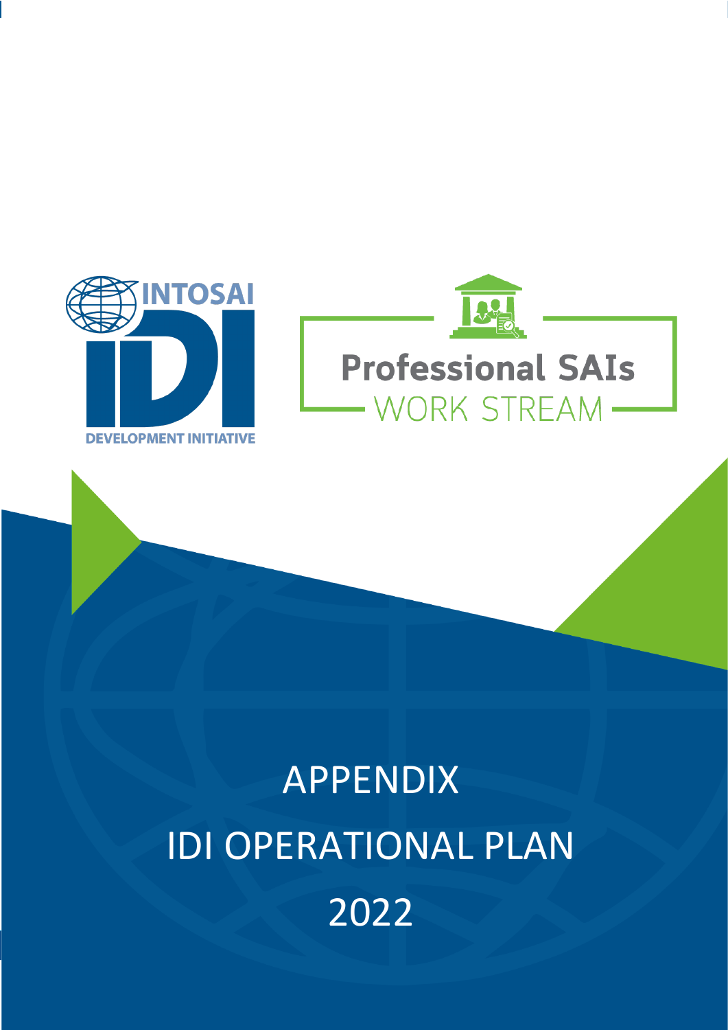INTOSAI IDI DEVELOPMENT INITIATIVE

Professional SAIs WORK STREAM

# APPENDIX IDI OPERATIONAL PLAN 2022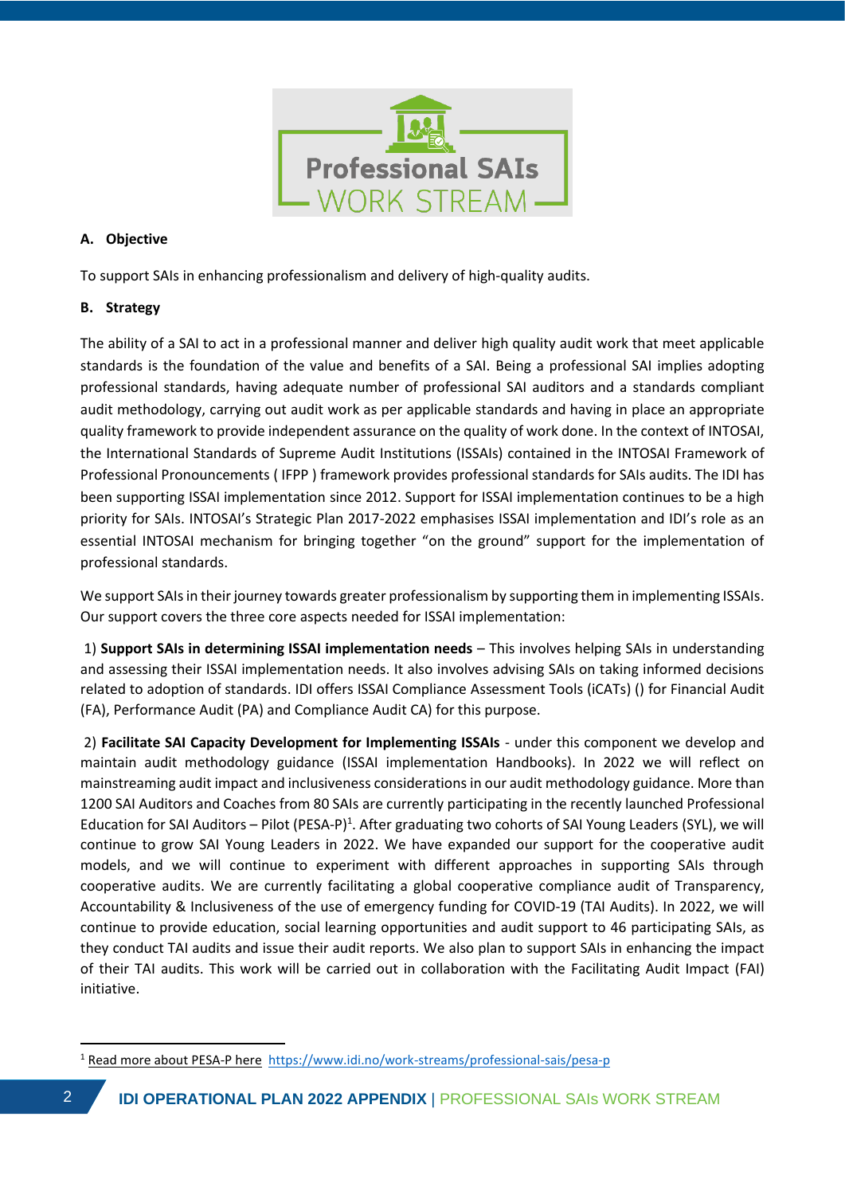# Professional SAIs WORK STREAM

## A. Objective

To support SAIs in enhancing professionalism and delivery of high-quality audits.

## B. Strategy

The ability of a SAI to act in a professional manner and deliver high quality audit work that meet applicable standards is the foundation of the value and benefits of a SAI. Being a professional SAI implies adopting professional standards, having adequate number of professional SAI auditors and a standards compliant audit methodology, carrying out audit work as per applicable standards and having in place an appropriate quality framework to provide independent assurance on the quality of work done. In the context of INTOSAI, the International Standards of Supreme Audit Institutions (ISSAIs) contained in the INTOSAI Framework of Professional Pronouncements ( IFPP ) framework provides professional standards for SAIs audits. The IDI has been supporting ISSAI implementation since 2012. Support for ISSAI implementation continues to be a high priority for SAIs. INTOSAI's Strategic Plan 2017-2022 emphasises ISSAI implementation and IDI's role as an essential INTOSAI mechanism for bringing together "on the ground" support for the implementation of professional standards.

We support SAIs in their journey towards greater professionalism by supporting them in implementing ISSAIs. Our support covers the three core aspects needed for ISSAI implementation:

1) **Support SAIs in determining ISSAI implementation needs** – This involves helping SAIs in understanding and assessing their ISSAI implementation needs. It also involves advising SAIs on taking informed decisions related to adoption of standards. IDI offers ISSAI Compliance Assessment Tools (iCATs) () for Financial Audit (FA), Performance Audit (PA) and Compliance Audit CA) for this purpose.

2) **Facilitate SAI Capacity Development for Implementing ISSAIs** - under this component we develop and maintain audit methodology guidance (ISSAI implementation Handbooks). In 2022 we will reflect on mainstreaming audit impact and inclusiveness considerations in our audit methodology guidance. More than 1200 SAI Auditors and Coaches from 80 SAIs are currently participating in the recently launched Professional Education for SAI Auditors – Pilot (PESA-P)[1]. After graduating two cohorts of SAI Young Leaders (SYL), we will continue to grow SAI Young Leaders in 2022. We have expanded our support for the cooperative audit models, and we will continue to experiment with different approaches in supporting SAIs through cooperative audits. We are currently facilitating a global cooperative compliance audit of Transparency, Accountability & Inclusiveness of the use of emergency funding for COVID-19 (TAI Audits). In 2022, we will continue to provide education, social learning opportunities and audit support to 46 participating SAIs, as they conduct TAI audits and issue their audit reports. We also plan to support SAIs in enhancing the impact of their TAI audits. This work will be carried out in collaboration with the Facilitating Audit Impact (FAI) initiative.

---

[1] Read more about PESA-P here https://www.idi.no/work-streams/professional-sais/pesa-p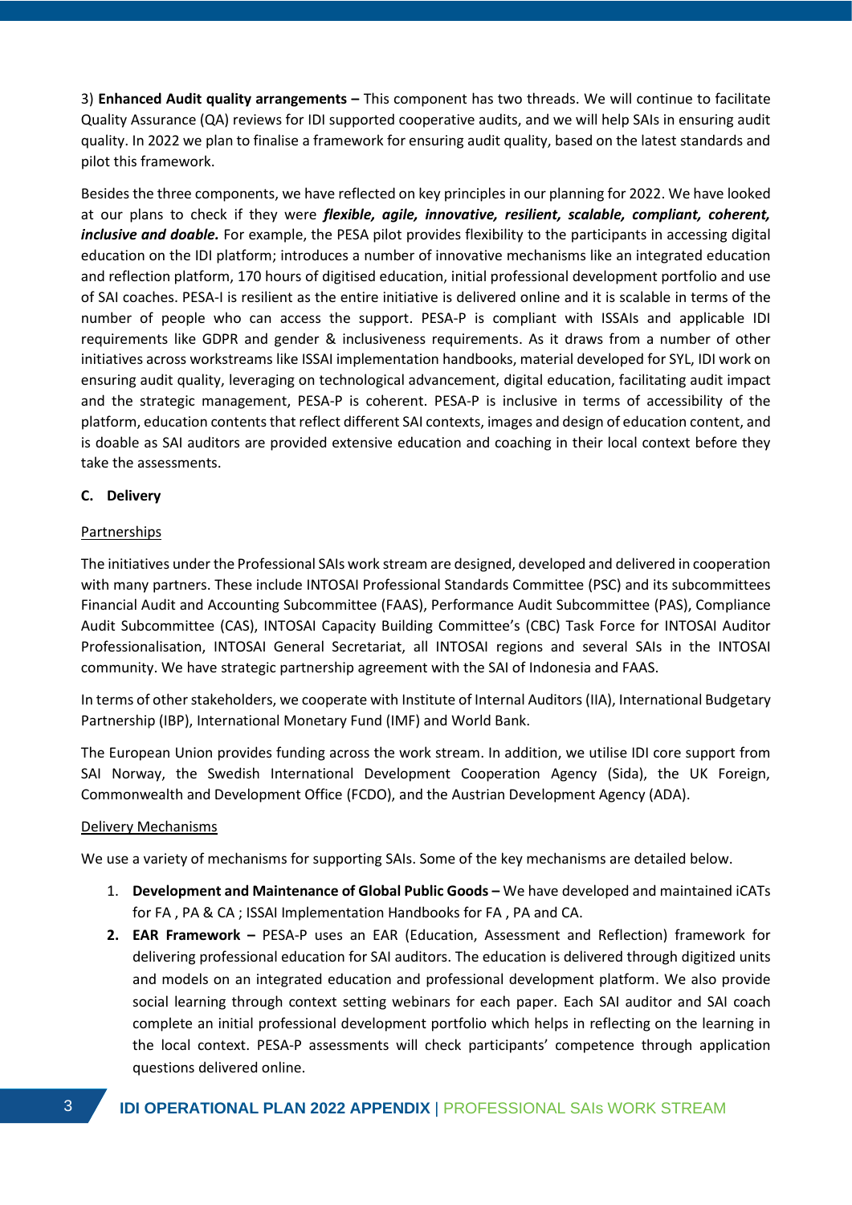3) **Enhanced Audit quality arrangements –** This component has two threads. We will continue to facilitate Quality Assurance (QA) reviews for IDI supported cooperative audits, and we will help SAIs in ensuring audit quality. In 2022 we plan to finalise a framework for ensuring audit quality, based on the latest standards and pilot this framework.

Besides the three components, we have reflected on key principles in our planning for 2022. We have looked at our plans to check if they were ***flexible, agile, innovative, resilient, scalable, compliant, coherent, inclusive and doable.*** For example, the PESA pilot provides flexibility to the participants in accessing digital education on the IDI platform; introduces a number of innovative mechanisms like an integrated education and reflection platform, 170 hours of digitised education, initial professional development portfolio and use of SAI coaches. PESA-I is resilient as the entire initiative is delivered online and it is scalable in terms of the number of people who can access the support. PESA-P is compliant with ISSAIs and applicable IDI requirements like GDPR and gender & inclusiveness requirements. As it draws from a number of other initiatives across workstreams like ISSAI implementation handbooks, material developed for SYL, IDI work on ensuring audit quality, leveraging on technological advancement, digital education, facilitating audit impact and the strategic management, PESA-P is coherent. PESA-P is inclusive in terms of accessibility of the platform, education contents that reflect different SAI contexts, images and design of education content, and is doable as SAI auditors are provided extensive education and coaching in their local context before they take the assessments.

### C. Delivery

#### Partnerships

The initiatives under the Professional SAIs work stream are designed, developed and delivered in cooperation with many partners. These include INTOSAI Professional Standards Committee (PSC) and its subcommittees Financial Audit and Accounting Subcommittee (FAAS), Performance Audit Subcommittee (PAS), Compliance Audit Subcommittee (CAS), INTOSAI Capacity Building Committee's (CBC) Task Force for INTOSAI Auditor Professionalisation, INTOSAI General Secretariat, all INTOSAI regions and several SAIs in the INTOSAI community. We have strategic partnership agreement with the SAI of Indonesia and FAAS.

In terms of other stakeholders, we cooperate with Institute of Internal Auditors (IIA), International Budgetary Partnership (IBP), International Monetary Fund (IMF) and World Bank.

The European Union provides funding across the work stream. In addition, we utilise IDI core support from SAI Norway, the Swedish International Development Cooperation Agency (Sida), the UK Foreign, Commonwealth and Development Office (FCDO), and the Austrian Development Agency (ADA).

#### Delivery Mechanisms

We use a variety of mechanisms for supporting SAIs. Some of the key mechanisms are detailed below.

1. **Development and Maintenance of Global Public Goods –** We have developed and maintained iCATs for FA , PA & CA ; ISSAI Implementation Handbooks for FA , PA and CA.
2. **EAR Framework –** PESA-P uses an EAR (Education, Assessment and Reflection) framework for delivering professional education for SAI auditors. The education is delivered through digitized units and models on an integrated education and professional development platform. We also provide social learning through context setting webinars for each paper. Each SAI auditor and SAI coach complete an initial professional development portfolio which helps in reflecting on the learning in the local context. PESA-P assessments will check participants' competence through application questions delivered online.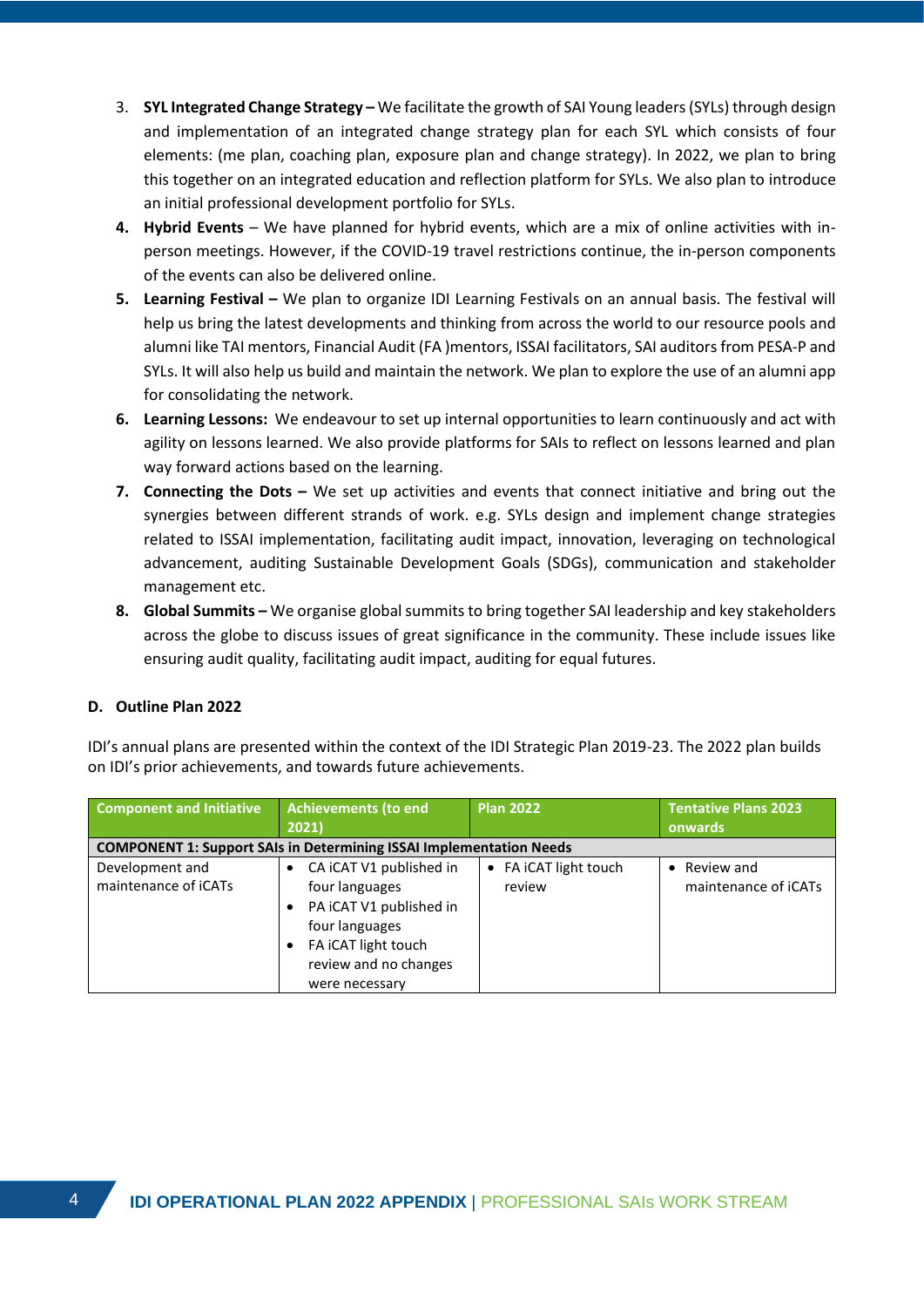3. **SYL Integrated Change Strategy –** We facilitate the growth of SAI Young leaders (SYLs) through design and implementation of an integrated change strategy plan for each SYL which consists of four elements: (me plan, coaching plan, exposure plan and change strategy). In 2022, we plan to bring this together on an integrated education and reflection platform for SYLs. We also plan to introduce an initial professional development portfolio for SYLs.
4. **Hybrid Events** – We have planned for hybrid events, which are a mix of online activities with in-person meetings. However, if the COVID-19 travel restrictions continue, the in-person components of the events can also be delivered online.
5. **Learning Festival –** We plan to organize IDI Learning Festivals on an annual basis. The festival will help us bring the latest developments and thinking from across the world to our resource pools and alumni like TAI mentors, Financial Audit (FA )mentors, ISSAI facilitators, SAI auditors from PESA-P and SYLs. It will also help us build and maintain the network. We plan to explore the use of an alumni app for consolidating the network.
6. **Learning Lessons:** We endeavour to set up internal opportunities to learn continuously and act with agility on lessons learned. We also provide platforms for SAIs to reflect on lessons learned and plan way forward actions based on the learning.
7. **Connecting the Dots –** We set up activities and events that connect initiative and bring out the synergies between different strands of work. e.g. SYLs design and implement change strategies related to ISSAI implementation, facilitating audit impact, innovation, leveraging on technological advancement, auditing Sustainable Development Goals (SDGs), communication and stakeholder management etc.
8. **Global Summits –** We organise global summits to bring together SAI leadership and key stakeholders across the globe to discuss issues of great significance in the community. These include issues like ensuring audit quality, facilitating audit impact, auditing for equal futures.

### D. Outline Plan 2022

IDI's annual plans are presented within the context of the IDI Strategic Plan 2019-23. The 2022 plan builds on IDI's prior achievements, and towards future achievements.

| Component and Initiative | Achievements (to end 2021) | Plan 2022 | Tentative Plans 2023 onwards |
|---|---|---|---|
| **COMPONENT 1: Support SAIs in Determining ISSAI Implementation Needs** | | | |
| Development and maintenance of iCATs | • CA iCAT V1 published in four languages<br>• PA iCAT V1 published in four languages<br>• FA iCAT light touch review and no changes were necessary | • FA iCAT light touch review | • Review and maintenance of iCATs |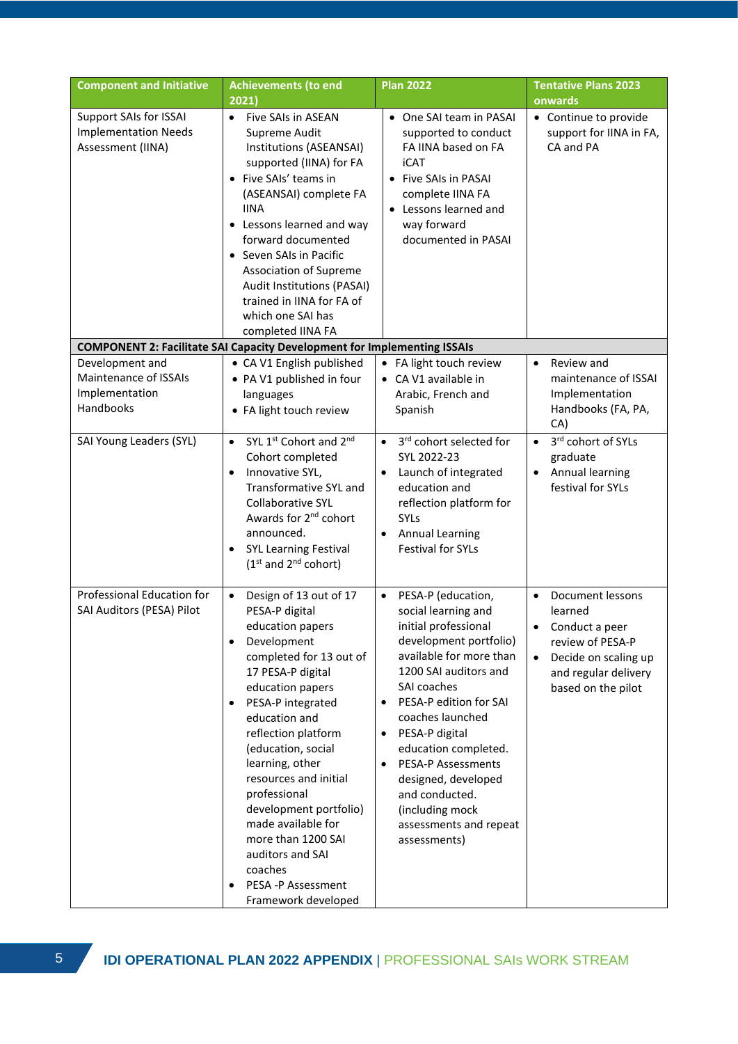| Component and Initiative | Achievements (to end 2021) | Plan 2022 | Tentative Plans 2023 onwards |
|---|---|---|---|
| Support SAIs for ISSAI Implementation Needs Assessment (IINA) | • Five SAIs in ASEAN Supreme Audit Institutions (ASEANSAI) supported (IINA) for FA<br>• Five SAIs' teams in (ASEANSAI) complete FA IINA<br>• Lessons learned and way forward documented<br>• Seven SAIs in Pacific Association of Supreme Audit Institutions (PASAI) trained in IINA for FA of which one SAI has completed IINA FA | • One SAI team in PASAI supported to conduct FA IINA based on FA iCAT<br>• Five SAIs in PASAI complete IINA FA<br>• Lessons learned and way forward documented in PASAI | • Continue to provide support for IINA in FA, CA and PA |
| **COMPONENT 2: Facilitate SAI Capacity Development for Implementing ISSAIs** | | | |
| Development and Maintenance of ISSAIs Implementation Handbooks | • CA V1 English published<br>• PA V1 published in four languages<br>• FA light touch review | • FA light touch review<br>• CA V1 available in Arabic, French and Spanish | • Review and maintenance of ISSAI Implementation Handbooks (FA, PA, CA) |
| SAI Young Leaders (SYL) | • SYL 1st Cohort and 2nd Cohort completed<br>• Innovative SYL, Transformative SYL and Collaborative SYL Awards for 2nd cohort announced.<br>• SYL Learning Festival (1st and 2nd cohort) | • 3rd cohort selected for SYL 2022-23<br>• Launch of integrated education and reflection platform for SYLs<br>• Annual Learning Festival for SYLs | • 3rd cohort of SYLs graduate<br>• Annual learning festival for SYLs |
| Professional Education for SAI Auditors (PESA) Pilot | • Design of 13 out of 17 PESA-P digital education papers<br>• Development completed for 13 out of 17 PESA-P digital education papers<br>• PESA-P integrated education and reflection platform (education, social learning, other resources and initial professional development portfolio) made available for more than 1200 SAI auditors and SAI coaches<br>• PESA -P Assessment Framework developed | • PESA-P (education, social learning and initial professional development portfolio) available for more than 1200 SAI auditors and SAI coaches<br>• PESA-P edition for SAI coaches launched<br>• PESA-P digital education completed.<br>• PESA-P Assessments designed, developed and conducted. (including mock assessments and repeat assessments) | • Document lessons learned<br>• Conduct a peer review of PESA-P<br>• Decide on scaling up and regular delivery based on the pilot |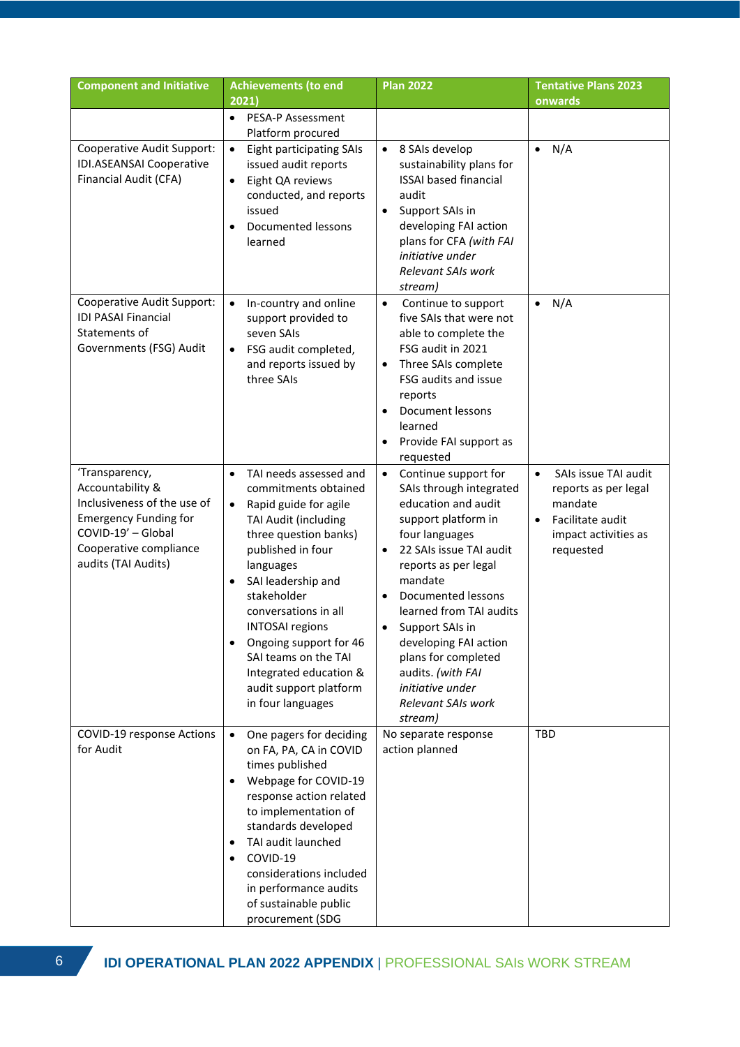| Component and Initiative | Achievements (to end 2021) | Plan 2022 | Tentative Plans 2023 onwards |
|---|---|---|---|
| | • PESA-P Assessment Platform procured | | |
| Cooperative Audit Support: IDI.ASEANSAI Cooperative Financial Audit (CFA) | • Eight participating SAIs issued audit reports<br>• Eight QA reviews conducted, and reports issued<br>• Documented lessons learned | • 8 SAIs develop sustainability plans for ISSAI based financial audit<br>• Support SAIs in developing FAI action plans for CFA *(with FAI initiative under Relevant SAIs work stream)* | • N/A |
| Cooperative Audit Support: IDI PASAI Financial Statements of Governments (FSG) Audit | • In-country and online support provided to seven SAIs<br>• FSG audit completed, and reports issued by three SAIs | • Continue to support five SAIs that were not able to complete the FSG audit in 2021<br>• Three SAIs complete FSG audits and issue reports<br>• Document lessons learned<br>• Provide FAI support as requested | • N/A |
| 'Transparency, Accountability & Inclusiveness of the use of Emergency Funding for COVID-19' – Global Cooperative compliance audits (TAI Audits) | • TAI needs assessed and commitments obtained<br>• Rapid guide for agile TAI Audit (including three question banks) published in four languages<br>• SAI leadership and stakeholder conversations in all INTOSAI regions<br>• Ongoing support for 46 SAI teams on the TAI Integrated education & audit support platform in four languages | • Continue support for SAIs through integrated education and audit support platform in four languages<br>• 22 SAIs issue TAI audit reports as per legal mandate<br>• Documented lessons learned from TAI audits<br>• Support SAIs in developing FAI action plans for completed audits. *(with FAI initiative under Relevant SAIs work stream)* | • SAIs issue TAI audit reports as per legal mandate<br>• Facilitate audit impact activities as requested |
| COVID-19 response Actions for Audit | • One pagers for deciding on FA, PA, CA in COVID times published<br>• Webpage for COVID-19 response action related to implementation of standards developed<br>• TAI audit launched<br>• COVID-19 considerations included in performance audits of sustainable public procurement (SDG | No separate response action planned | TBD |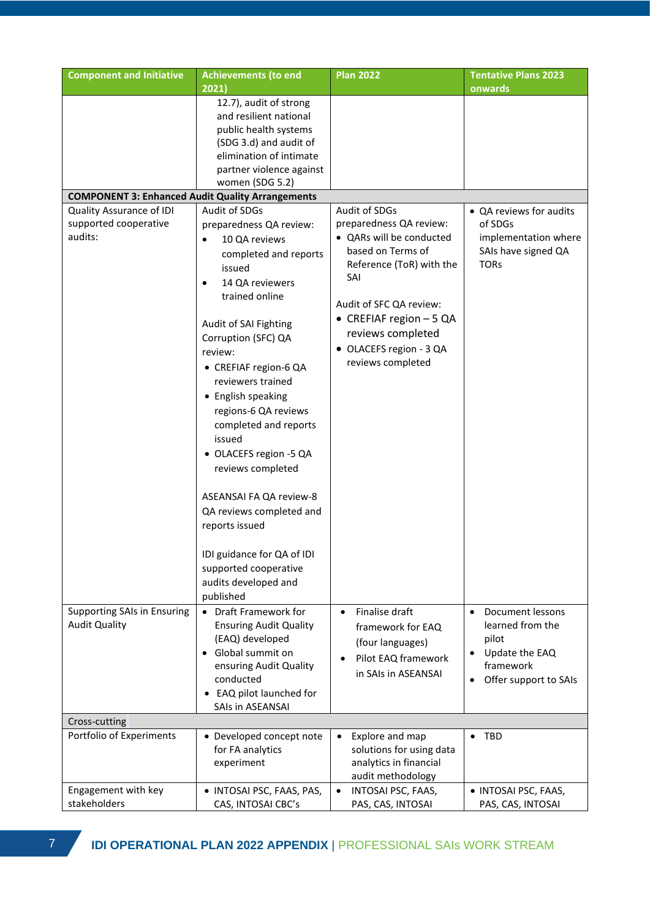| Component and Initiative | Achievements (to end 2021) | Plan 2022 | Tentative Plans 2023 onwards |
|---|---|---|---|
| | 12.7), audit of strong and resilient national public health systems (SDG 3.d) and audit of elimination of intimate partner violence against women (SDG 5.2) | | |
| **COMPONENT 3: Enhanced Audit Quality Arrangements** | | | |
| Quality Assurance of IDI supported cooperative audits: | Audit of SDGs preparedness QA review:<br>• 10 QA reviews completed and reports issued<br>• 14 QA reviewers trained online<br><br>Audit of SAI Fighting Corruption (SFC) QA review:<br>• CREFIAF region-6 QA reviewers trained<br>• English speaking regions-6 QA reviews completed and reports issued<br>• OLACEFS region -5 QA reviews completed<br><br>ASEANSAI FA QA review-8 QA reviews completed and reports issued<br><br>IDI guidance for QA of IDI supported cooperative audits developed and published | Audit of SDGs preparedness QA review:<br>• QARs will be conducted based on Terms of Reference (ToR) with the SAI<br><br>Audit of SFC QA review:<br>• CREFIAF region – 5 QA reviews completed<br>• OLACEFS region - 3 QA reviews completed | • QA reviews for audits of SDGs implementation where SAIs have signed QA TORs |
| Supporting SAIs in Ensuring Audit Quality | • Draft Framework for Ensuring Audit Quality (EAQ) developed<br>• Global summit on ensuring Audit Quality conducted<br>• EAQ pilot launched for SAIs in ASEANSAI | • Finalise draft framework for EAQ (four languages)<br>• Pilot EAQ framework in SAIs in ASEANSAI | • Document lessons learned from the pilot<br>• Update the EAQ framework<br>• Offer support to SAIs |
| Cross-cutting | | | |
| Portfolio of Experiments | • Developed concept note for FA analytics experiment | • Explore and map solutions for using data analytics in financial audit methodology | • TBD |
| Engagement with key stakeholders | • INTOSAI PSC, FAAS, PAS, CAS, INTOSAI CBC's | • INTOSAI PSC, FAAS, PAS, CAS, INTOSAI | • INTOSAI PSC, FAAS, PAS, CAS, INTOSAI |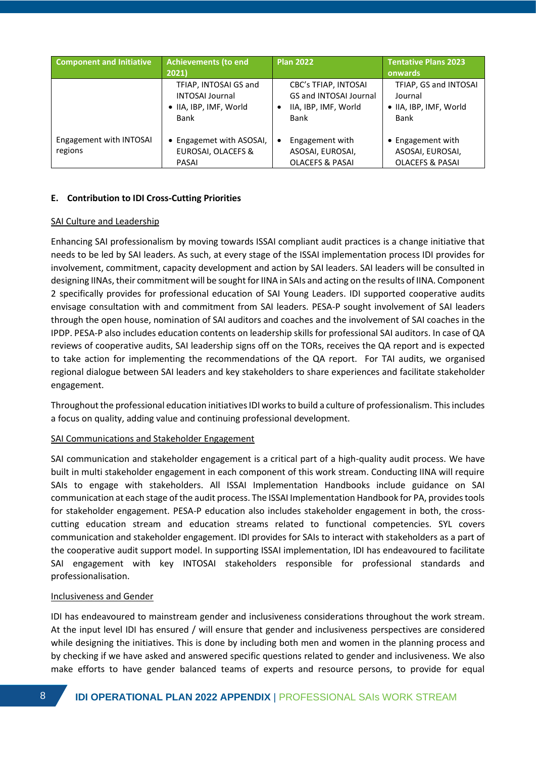| Component and Initiative | Achievements (to end 2021) | Plan 2022 | Tentative Plans 2023 onwards |
|---|---|---|---|
| | TFIAP, INTOSAI GS and INTOSAI Journal<br>• IIA, IBP, IMF, World Bank | CBC's TFIAP, INTOSAI GS and INTOSAI Journal<br>• IIA, IBP, IMF, World Bank | TFIAP, GS and INTOSAI Journal<br>• IIA, IBP, IMF, World Bank |
| Engagement with INTOSAI regions | • Engagemet with ASOSAI, EUROSAI, OLACEFS & PASAI | • Engagement with ASOSAI, EUROSAI, OLACEFS & PASAI | • Engagement with ASOSAI, EUROSAI, OLACEFS & PASAI |

**E. Contribution to IDI Cross-Cutting Priorities**

SAI Culture and Leadership

Enhancing SAI professionalism by moving towards ISSAI compliant audit practices is a change initiative that needs to be led by SAI leaders. As such, at every stage of the ISSAI implementation process IDI provides for involvement, commitment, capacity development and action by SAI leaders. SAI leaders will be consulted in designing IINAs, their commitment will be sought for IINA in SAIs and acting on the results of IINA. Component 2 specifically provides for professional education of SAI Young Leaders. IDI supported cooperative audits envisage consultation with and commitment from SAI leaders. PESA-P sought involvement of SAI leaders through the open house, nomination of SAI auditors and coaches and the involvement of SAI coaches in the IPDP. PESA-P also includes education contents on leadership skills for professional SAI auditors. In case of QA reviews of cooperative audits, SAI leadership signs off on the TORs, receives the QA report and is expected to take action for implementing the recommendations of the QA report. For TAI audits, we organised regional dialogue between SAI leaders and key stakeholders to share experiences and facilitate stakeholder engagement.

Throughout the professional education initiatives IDI works to build a culture of professionalism. This includes a focus on quality, adding value and continuing professional development.

SAI Communications and Stakeholder Engagement

SAI communication and stakeholder engagement is a critical part of a high-quality audit process. We have built in multi stakeholder engagement in each component of this work stream. Conducting IINA will require SAIs to engage with stakeholders. All ISSAI Implementation Handbooks include guidance on SAI communication at each stage of the audit process. The ISSAI Implementation Handbook for PA, provides tools for stakeholder engagement. PESA-P education also includes stakeholder engagement in both, the cross-cutting education stream and education streams related to functional competencies. SYL covers communication and stakeholder engagement. IDI provides for SAIs to interact with stakeholders as a part of the cooperative audit support model. In supporting ISSAI implementation, IDI has endeavoured to facilitate SAI engagement with key INTOSAI stakeholders responsible for professional standards and professionalisation.

Inclusiveness and Gender

IDI has endeavoured to mainstream gender and inclusiveness considerations throughout the work stream. At the input level IDI has ensured / will ensure that gender and inclusiveness perspectives are considered while designing the initiatives. This is done by including both men and women in the planning process and by checking if we have asked and answered specific questions related to gender and inclusiveness. We also make efforts to have gender balanced teams of experts and resource persons, to provide for equal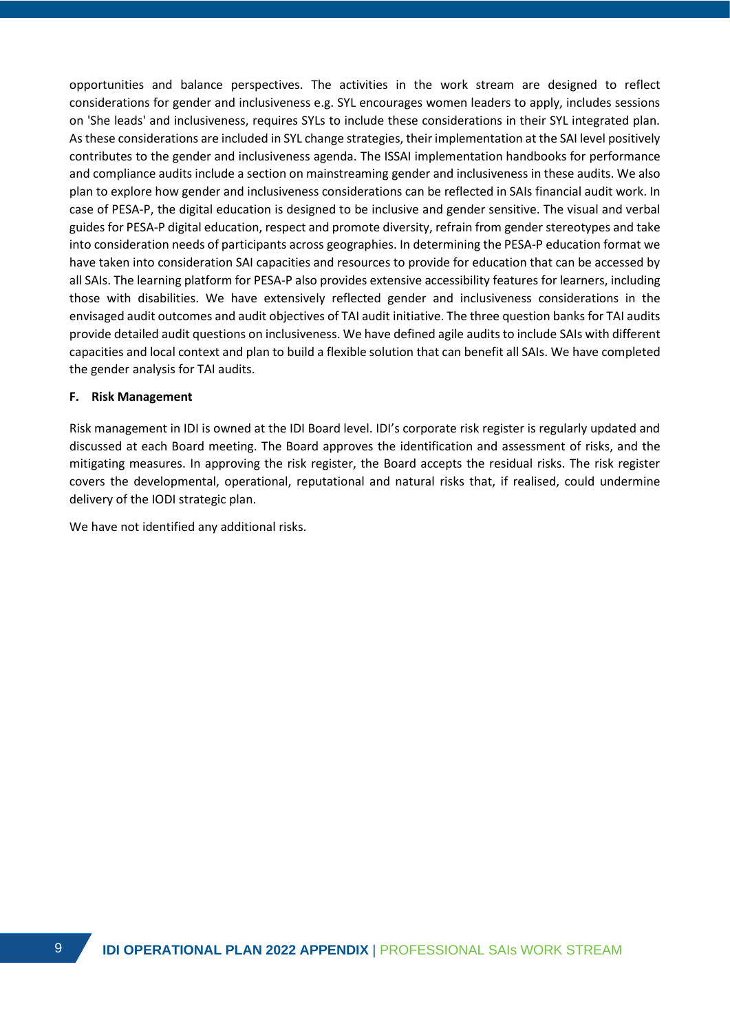opportunities and balance perspectives. The activities in the work stream are designed to reflect considerations for gender and inclusiveness e.g. SYL encourages women leaders to apply, includes sessions on 'She leads' and inclusiveness, requires SYLs to include these considerations in their SYL integrated plan. As these considerations are included in SYL change strategies, their implementation at the SAI level positively contributes to the gender and inclusiveness agenda. The ISSAI implementation handbooks for performance and compliance audits include a section on mainstreaming gender and inclusiveness in these audits. We also plan to explore how gender and inclusiveness considerations can be reflected in SAIs financial audit work. In case of PESA-P, the digital education is designed to be inclusive and gender sensitive. The visual and verbal guides for PESA-P digital education, respect and promote diversity, refrain from gender stereotypes and take into consideration needs of participants across geographies. In determining the PESA-P education format we have taken into consideration SAI capacities and resources to provide for education that can be accessed by all SAIs. The learning platform for PESA-P also provides extensive accessibility features for learners, including those with disabilities. We have extensively reflected gender and inclusiveness considerations in the envisaged audit outcomes and audit objectives of TAI audit initiative. The three question banks for TAI audits provide detailed audit questions on inclusiveness. We have defined agile audits to include SAIs with different capacities and local context and plan to build a flexible solution that can benefit all SAIs. We have completed the gender analysis for TAI audits.

#### F. Risk Management

Risk management in IDI is owned at the IDI Board level. IDI's corporate risk register is regularly updated and discussed at each Board meeting. The Board approves the identification and assessment of risks, and the mitigating measures. In approving the risk register, the Board accepts the residual risks. The risk register covers the developmental, operational, reputational and natural risks that, if realised, could undermine delivery of the IODI strategic plan.

We have not identified any additional risks.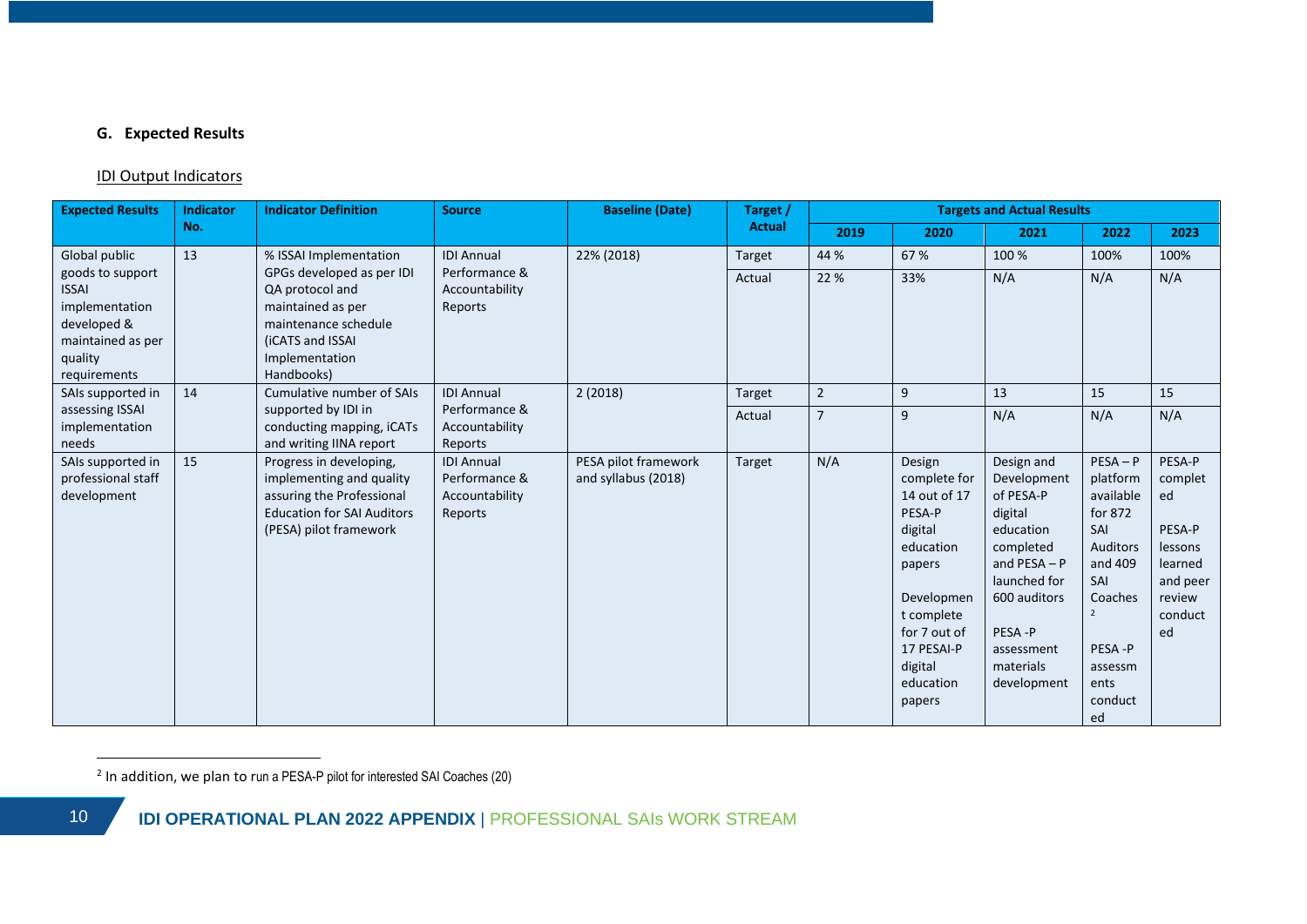### G. Expected Results

<u>IDI Output Indicators</u>

| Expected Results | Indicator No. | Indicator Definition | Source | Baseline (Date) | Target / Actual | Targets and Actual Results | | | | |
|---|---|---|---|---|---|---|---|---|---|---|
| | | | | | | 2019 | 2020 | 2021 | 2022 | 2023 |
| Global public goods to support ISSAI implementation developed & maintained as per quality requirements | 13 | % ISSAI Implementation GPGs developed as per IDI QA protocol and maintained as per maintenance schedule (iCATS and ISSAI Implementation Handbooks) | IDI Annual Performance & Accountability Reports | 22% (2018) | Target | 44 % | 67 % | 100 % | 100% | 100% |
| | | | | | Actual | 22 % | 33% | N/A | N/A | N/A |
| SAIs supported in assessing ISSAI implementation needs | 14 | Cumulative number of SAIs supported by IDI in conducting mapping, iCATs and writing IINA report | IDI Annual Performance & Accountability Reports | 2 (2018) | Target | 2 | 9 | 13 | 15 | 15 |
| | | | | | Actual | 7 | 9 | N/A | N/A | N/A |
| SAIs supported in professional staff development | 15 | Progress in developing, implementing and quality assuring the Professional Education for SAI Auditors (PESA) pilot framework | IDI Annual Performance & Accountability Reports | PESA pilot framework and syllabus (2018) | Target | N/A | Design complete for 14 out of 17 PESA-P digital education papers<br><br>Development complete for 7 out of 17 PESAI-P digital education papers | Design and Development of PESA-P digital education completed and PESA – P launched for 600 auditors<br><br>PESA -P assessment materials development | PESA – P platform available for 872 SAI Auditors and 409 SAI Coaches [2]<br><br>PESA -P assessments conducted | PESA-P completed<br><br>PESA-P lessons learned and peer review conducted |

[2] In addition, we plan to run a PESA-P pilot for interested SAI Coaches (20)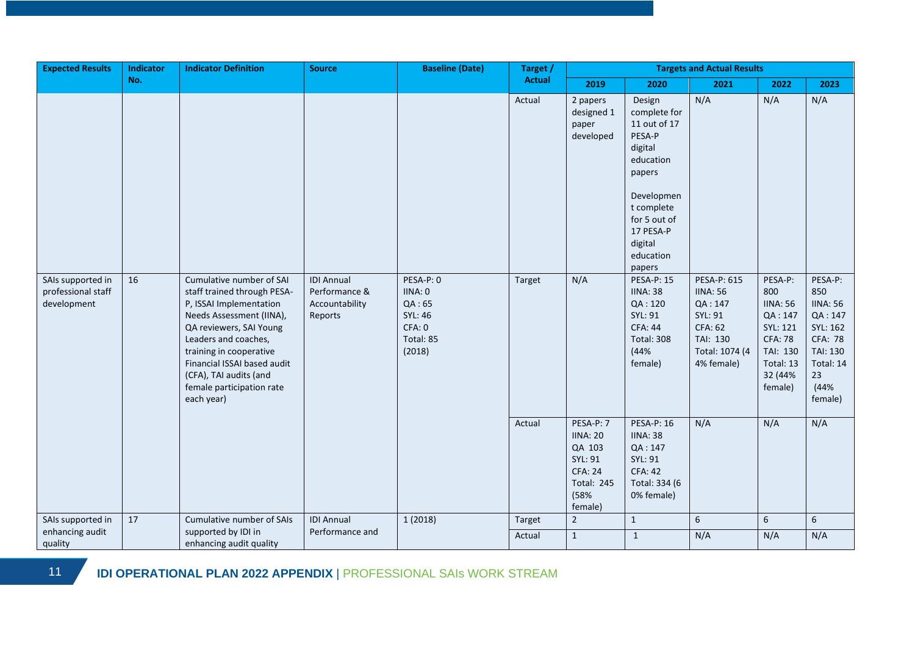| Expected Results | Indicator No. | Indicator Definition | Source | Baseline (Date) | Target / Actual | Targets and Actual Results | | | | |
|---|---|---|---|---|---|---|---|---|---|---|
| | | | | | | 2019 | 2020 | 2021 | 2022 | 2023 |
| | | | | | Actual | 2 papers designed 1 paper developed | Design complete for 11 out of 17 PESA-P digital education papers<br><br>Development complete for 5 out of 17 PESA-P digital education papers | N/A | N/A | N/A |
| SAIs supported in professional staff development | 16 | Cumulative number of SAI staff trained through PESA-P, ISSAI Implementation Needs Assessment (IINA), QA reviewers, SAI Young Leaders and coaches, training in cooperative Financial ISSAI based audit (CFA), TAI audits (and female participation rate each year) | IDI Annual Performance & Accountability Reports | PESA-P: 0<br>IINA: 0<br>QA : 65<br>SYL: 46<br>CFA: 0<br>Total: 85<br>(2018) | Target | N/A | PESA-P: 15<br>IINA: 38<br>QA : 120<br>SYL: 91<br>CFA: 44<br>Total: 308 (44% female) | PESA-P: 615<br>IINA: 56<br>QA : 147<br>SYL: 91<br>CFA: 62<br>TAI: 130<br>Total: 1074 (44% female) | PESA-P: 800<br>IINA: 56<br>QA : 147<br>SYL: 121<br>CFA: 78<br>TAI: 130<br>Total: 1332 (44% female) | PESA-P: 850<br>IINA: 56<br>QA : 147<br>SYL: 162<br>CFA: 78<br>TAI: 130<br>Total: 1423 (44% female) |
| | | | | | Actual | PESA-P: 7<br>IINA: 20<br>QA 103<br>SYL: 91<br>CFA: 24<br>Total: 245 (58% female) | PESA-P: 16<br>IINA: 38<br>QA : 147<br>SYL: 91<br>CFA: 42<br>Total: 334 (60% female) | N/A | N/A | N/A |
| SAIs supported in enhancing audit quality | 17 | Cumulative number of SAIs supported by IDI in enhancing audit quality | IDI Annual Performance and | 1 (2018) | Target | 2 | 1 | 6 | 6 | 6 |
| | | | | | Actual | 1 | 1 | N/A | N/A | N/A |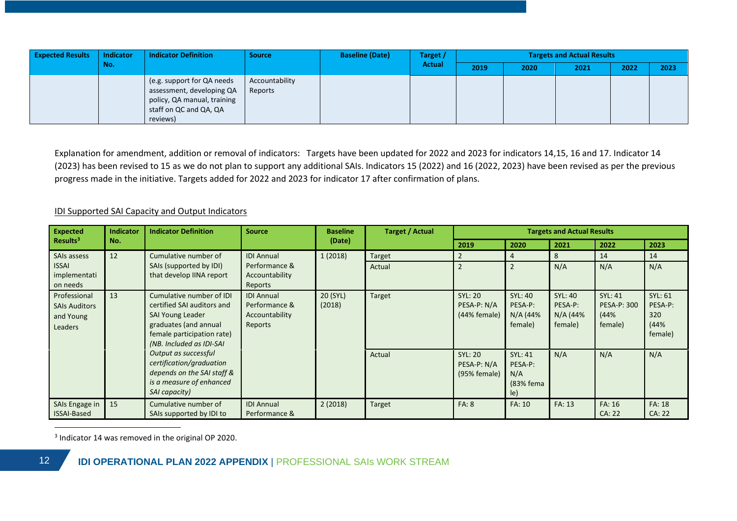| Expected Results | Indicator No. | Indicator Definition | Source | Baseline (Date) | Target / Actual | Targets and Actual Results | | | | |
|---|---|---|---|---|---|---|---|---|---|---|
| | | | | | | 2019 | 2020 | 2021 | 2022 | 2023 |
| | | (e.g. support for QA needs assessment, developing QA policy, QA manual, training staff on QC and QA, QA reviews) | Accountability Reports | | | | | | | |

Explanation for amendment, addition or removal of indicators: Targets have been updated for 2022 and 2023 for indicators 14,15, 16 and 17. Indicator 14 (2023) has been revised to 15 as we do not plan to support any additional SAIs. Indicators 15 (2022) and 16 (2022, 2023) have been revised as per the previous progress made in the initiative. Targets added for 2022 and 2023 for indicator 17 after confirmation of plans.

IDI Supported SAI Capacity and Output Indicators

| Expected Results[3] | Indicator No. | Indicator Definition | Source | Baseline (Date) | Target / Actual | Targets and Actual Results | | | | |
|---|---|---|---|---|---|---|---|---|---|---|
| | | | | | | 2019 | 2020 | 2021 | 2022 | 2023 |
| SAIs assess ISSAI implementation needs | 12 | Cumulative number of SAIs (supported by IDI) that develop IINA report | IDI Annual Performance & Accountability Reports | 1 (2018) | Target | 2 | 4 | 8 | 14 | 14 |
| | | | | | Actual | 2 | 2 | N/A | N/A | N/A |
| Professional SAIs Auditors and Young Leaders | 13 | Cumulative number of IDI certified SAI auditors and SAI Young Leader graduates (and annual female participation rate) *(NB. Included as IDI-SAI Output as successful certification/graduation depends on the SAI staff & is a measure of enhanced SAI capacity)* | IDI Annual Performance & Accountability Reports | 20 (SYL) (2018) | Target | SYL: 20 PESA-P: N/A (44% female) | SYL: 40 PESA-P: N/A (44% female) | SYL: 40 PESA-P: N/A (44% female) | SYL: 41 PESA-P: 300 (44% female) | SYL: 61 PESA-P: 320 (44% female) |
| | | | | | Actual | SYL: 20 PESA-P: N/A (95% female) | SYL: 41 PESA-P: N/A (83% female) | N/A | N/A | N/A |
| SAIs Engage in ISSAI-Based | 15 | Cumulative number of SAIs supported by IDI to | IDI Annual Performance & | 2 (2018) | Target | FA: 8 | FA: 10 | FA: 13 | FA: 16 CA: 22 | FA: 18 CA: 22 |

[3] Indicator 14 was removed in the original OP 2020.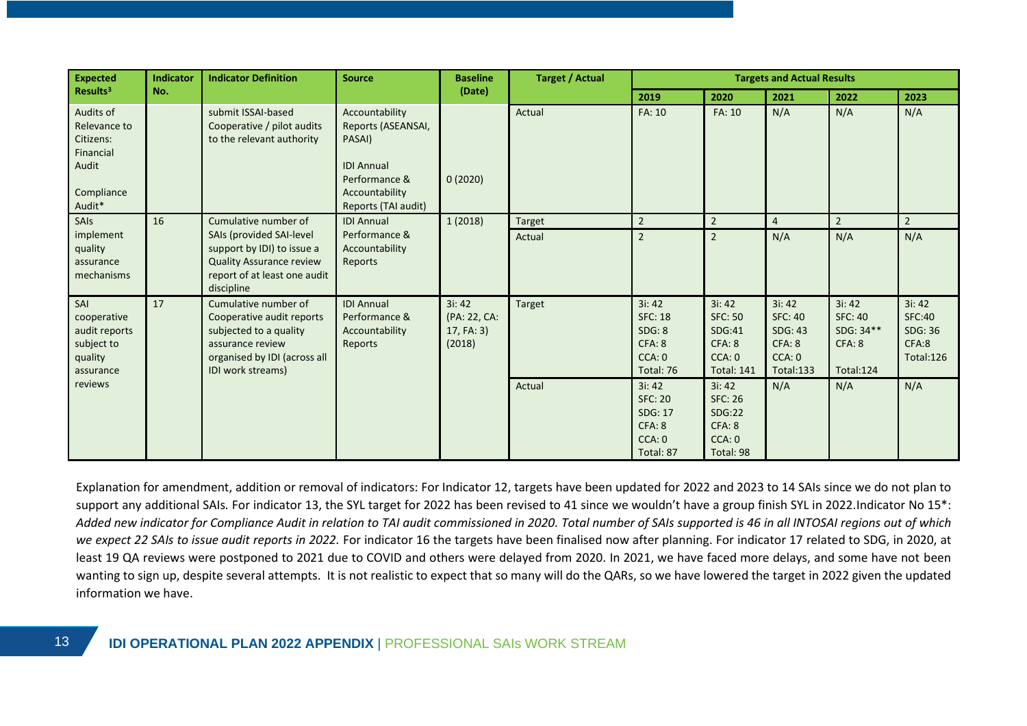| Expected Results[3] | Indicator No. | Indicator Definition | Source | Baseline (Date) | Target / Actual | Targets and Actual Results | | | | |
|---|---|---|---|---|---|---|---|---|---|---|
| | | | | | | 2019 | 2020 | 2021 | 2022 | 2023 |
| Audits of Relevance to Citizens: Financial Audit<br><br>Compliance Audit* | | submit ISSAI-based Cooperative / pilot audits to the relevant authority | Accountability Reports (ASEANSAI, PASAI)<br><br>IDI Annual Performance & Accountability Reports (TAI audit) | 0 (2020) | Actual | FA: 10 | FA: 10 | N/A | N/A | N/A |
| SAIs implement quality assurance mechanisms | 16 | Cumulative number of SAIs (provided SAI-level support by IDI) to issue a Quality Assurance review report of at least one audit discipline | IDI Annual Performance & Accountability Reports | 1 (2018) | Target | 2 | 2 | 4 | 2 | 2 |
| | | | | | Actual | 2 | 2 | N/A | N/A | N/A |
| SAI cooperative audit reports subject to quality assurance reviews | 17 | Cumulative number of Cooperative audit reports subjected to a quality assurance review organised by IDI (across all IDI work streams) | IDI Annual Performance & Accountability Reports | 3i: 42 (PA: 22, CA: 17, FA: 3) (2018) | Target | 3i: 42<br>SFC: 18<br>SDG: 8<br>CFA: 8<br>CCA: 0<br>Total: 76 | 3i: 42<br>SFC: 50<br>SDG:41<br>CFA: 8<br>CCA: 0<br>Total: 141 | 3i: 42<br>SFC: 40<br>SDG: 43<br>CFA: 8<br>CCA: 0<br>Total:133 | 3i: 42<br>SFC: 40<br>SDG: 34**<br>CFA: 8<br><br>Total:124 | 3i: 42<br>SFC:40<br>SDG: 36<br>CFA:8<br>Total:126 |
| | | | | | Actual | 3i: 42<br>SFC: 20<br>SDG: 17<br>CFA: 8<br>CCA: 0<br>Total: 87 | 3i: 42<br>SFC: 26<br>SDG:22<br>CFA: 8<br>CCA: 0<br>Total: 98 | N/A | N/A | N/A |

Explanation for amendment, addition or removal of indicators: For Indicator 12, targets have been updated for 2022 and 2023 to 14 SAIs since we do not plan to support any additional SAIs. For indicator 13, the SYL target for 2022 has been revised to 41 since we wouldn't have a group finish SYL in 2022.Indicator No 15*: *Added new indicator for Compliance Audit in relation to TAI audit commissioned in 2020. Total number of SAIs supported is 46 in all INTOSAI regions out of which we expect 22 SAIs to issue audit reports in 2022.* For indicator 16 the targets have been finalised now after planning. For indicator 17 related to SDG, in 2020, at least 19 QA reviews were postponed to 2021 due to COVID and others were delayed from 2020. In 2021, we have faced more delays, and some have not been wanting to sign up, despite several attempts. It is not realistic to expect that so many will do the QARs, so we have lowered the target in 2022 given the updated information we have.